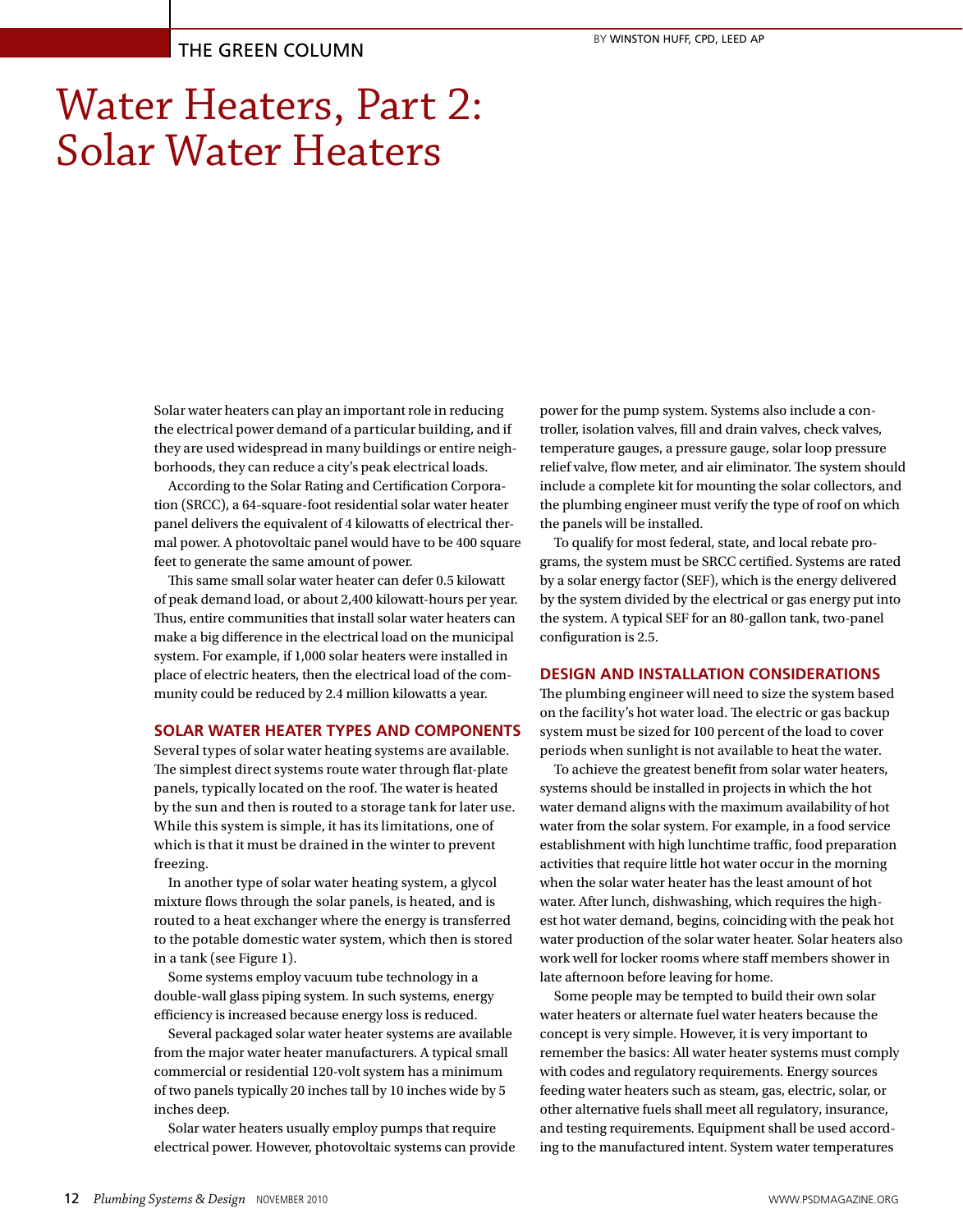THE GREEN COLUMN

BY WINSTON HUFF, CPD, LEED AP

# Water Heaters, Part 2: Solar Water Heaters

Solar water heaters can play an important role in reducing the electrical power demand of a particular building, and if they are used widespread in many buildings or entire neighborhoods, they can reduce a city's peak electrical loads.

According to the Solar Rating and Certification Corporation (SRCC), a 64-square-foot residential solar water heater panel delivers the equivalent of 4 kilowatts of electrical thermal power. A photovoltaic panel would have to be 400 square feet to generate the same amount of power.

This same small solar water heater can defer 0.5 kilowatt of peak demand load, or about 2,400 kilowatt-hours per year. Thus, entire communities that install solar water heaters can make a big difference in the electrical load on the municipal system. For example, if 1,000 solar heaters were installed in place of electric heaters, then the electrical load of the community could be reduced by 2.4 million kilowatts a year.

## SOLAR WATER HEATER TYPES AND COMPONENTS

Several types of solar water heating systems are available. The simplest direct systems route water through flat-plate panels, typically located on the roof. The water is heated by the sun and then is routed to a storage tank for later use. While this system is simple, it has its limitations, one of which is that it must be drained in the winter to prevent freezing.

In another type of solar water heating system, a glycol mixture flows through the solar panels, is heated, and is routed to a heat exchanger where the energy is transferred to the potable domestic water system, which then is stored in a tank (see Figure 1).

Some systems employ vacuum tube technology in a double-wall glass piping system. In such systems, energy efficiency is increased because energy loss is reduced.

Several packaged solar water heater systems are available from the major water heater manufacturers. A typical small commercial or residential 120-volt system has a minimum of two panels typically 20 inches tall by 10 inches wide by 5 inches deep.

Solar water heaters usually employ pumps that require electrical power. However, photovoltaic systems can provide power for the pump system. Systems also include a controller, isolation valves, fill and drain valves, check valves, temperature gauges, a pressure gauge, solar loop pressure relief valve, flow meter, and air eliminator. The system should include a complete kit for mounting the solar collectors, and the plumbing engineer must verify the type of roof on which the panels will be installed.

To qualify for most federal, state, and local rebate programs, the system must be SRCC certified. Systems are rated by a solar energy factor (SEF), which is the energy delivered by the system divided by the electrical or gas energy put into the system. A typical SEF for an 80-gallon tank, two-panel configuration is 2.5.

## DESIGN AND INSTALLATION CONSIDERATIONS

The plumbing engineer will need to size the system based on the facility's hot water load. The electric or gas backup system must be sized for 100 percent of the load to cover periods when sunlight is not available to heat the water.

To achieve the greatest benefit from solar water heaters, systems should be installed in projects in which the hot water demand aligns with the maximum availability of hot water from the solar system. For example, in a food service establishment with high lunchtime traffic, food preparation activities that require little hot water occur in the morning when the solar water heater has the least amount of hot water. After lunch, dishwashing, which requires the highest hot water demand, begins, coinciding with the peak hot water production of the solar water heater. Solar heaters also work well for locker rooms where staff members shower in late afternoon before leaving for home.

Some people may be tempted to build their own solar water heaters or alternate fuel water heaters because the concept is very simple. However, it is very important to remember the basics: All water heater systems must comply with codes and regulatory requirements. Energy sources feeding water heaters such as steam, gas, electric, solar, or other alternative fuels shall meet all regulatory, insurance, and testing requirements. Equipment shall be used according to the manufactured intent. System water temperatures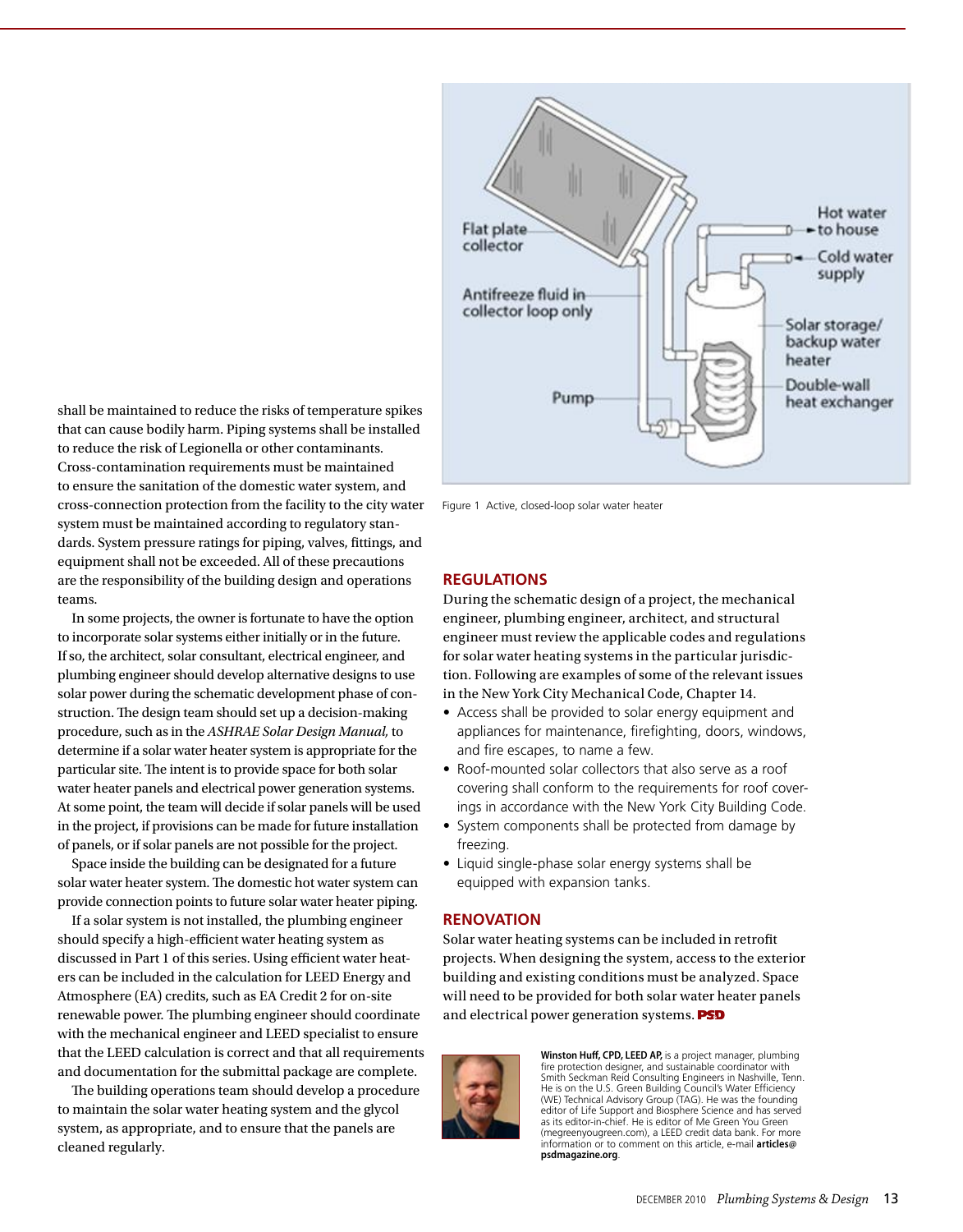shall be maintained to reduce the risks of temperature spikes that can cause bodily harm. Piping systems shall be installed to reduce the risk of Legionella or other contaminants. Cross-contamination requirements must be maintained to ensure the sanitation of the domestic water system, and cross-connection protection from the facility to the city water system must be maintained according to regulatory standards. System pressure ratings for piping, valves, fittings, and equipment shall not be exceeded. All of these precautions are the responsibility of the building design and operations teams.

In some projects, the owner is fortunate to have the option to incorporate solar systems either initially or in the future. If so, the architect, solar consultant, electrical engineer, and plumbing engineer should develop alternative designs to use solar power during the schematic development phase of construction. The design team should set up a decision-making procedure, such as in the *ASHRAE Solar Design Manual,* to determine if a solar water heater system is appropriate for the particular site. The intent is to provide space for both solar water heater panels and electrical power generation systems. At some point, the team will decide if solar panels will be used in the project, if provisions can be made for future installation of panels, or if solar panels are not possible for the project.

Space inside the building can be designated for a future solar water heater system. The domestic hot water system can provide connection points to future solar water heater piping.

If a solar system is not installed, the plumbing engineer should specify a high-efficient water heating system as discussed in Part 1 of this series. Using efficient water heaters can be included in the calculation for LEED Energy and Atmosphere (EA) credits, such as EA Credit 2 for on-site renewable power. The plumbing engineer should coordinate with the mechanical engineer and LEED specialist to ensure that the LEED calculation is correct and that all requirements and documentation for the submittal package are complete.

The building operations team should develop a procedure to maintain the solar water heating system and the glycol system, as appropriate, and to ensure that the panels are cleaned regularly.

Flat plate collector

Antifreeze fluid in collector loop only

Pump

Hot water to house

Cold water supply

Solar storage/ backup water heater

Double-wall heat exchanger

Figure 1 Active, closed-loop solar water heater

## REGULATIONS

During the schematic design of a project, the mechanical engineer, plumbing engineer, architect, and structural engineer must review the applicable codes and regulations for solar water heating systems in the particular jurisdiction. Following are examples of some of the relevant issues in the New York City Mechanical Code, Chapter 14.

- Access shall be provided to solar energy equipment and appliances for maintenance, firefighting, doors, windows, and fire escapes, to name a few.
- Roof-mounted solar collectors that also serve as a roof covering shall conform to the requirements for roof coverings in accordance with the New York City Building Code.
- System components shall be protected from damage by freezing.
- Liquid single-phase solar energy systems shall be equipped with expansion tanks.

## RENOVATION

Solar water heating systems can be included in retrofit projects. When designing the system, access to the exterior building and existing conditions must be analyzed. Space will need to be provided for both solar water heater panels and electrical power generation systems. **PSD**

**Winston Huff, CPD, LEED AP,** is a project manager, plumbing fire protection designer, and sustainable coordinator with Smith Seckman Reid Consulting Engineers in Nashville, Tenn. He is on the U.S. Green Building Council's Water Efficiency (WE) Technical Advisory Group (TAG). He was the founding editor of Life Support and Biosphere Science and has served as its editor-in-chief. He is editor of Me Green You Green (megreenyougreen.com), a LEED credit data bank. For more information or to comment on this article, e-mail **articles@psdmagazine.org**.